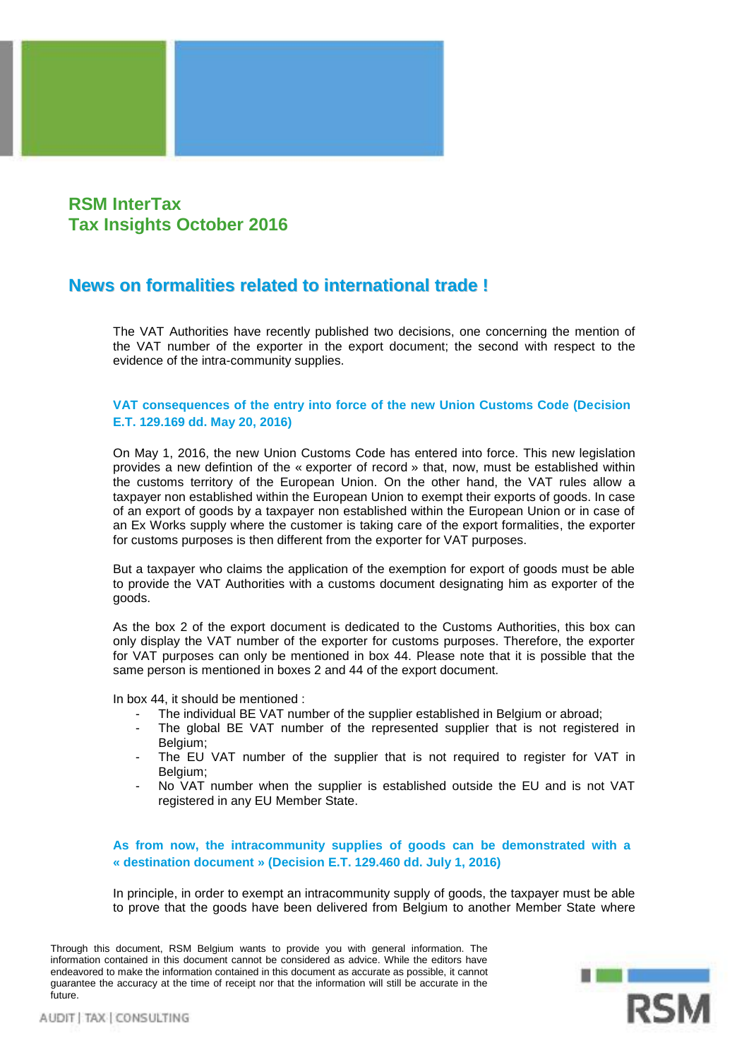# RSM InterTax
# Tax Insights October 2016

## News on formalities related to international trade !

The VAT Authorities have recently published two decisions, one concerning the mention of the VAT number of the exporter in the export document; the second with respect to the evidence of the intra-community supplies.

### VAT consequences of the entry into force of the new Union Customs Code (Decision E.T. 129.169 dd. May 20, 2016)

On May 1, 2016, the new Union Customs Code has entered into force. This new legislation provides a new defintion of the « exporter of record » that, now, must be established within the customs territory of the European Union. On the other hand, the VAT rules allow a taxpayer non established within the European Union to exempt their exports of goods. In case of an export of goods by a taxpayer non established within the European Union or in case of an Ex Works supply where the customer is taking care of the export formalities, the exporter for customs purposes is then different from the exporter for VAT purposes.

But a taxpayer who claims the application of the exemption for export of goods must be able to provide the VAT Authorities with a customs document designating him as exporter of the goods.

As the box 2 of the export document is dedicated to the Customs Authorities, this box can only display the VAT number of the exporter for customs purposes. Therefore, the exporter for VAT purposes can only be mentioned in box 44. Please note that it is possible that the same person is mentioned in boxes 2 and 44 of the export document.

In box 44, it should be mentioned :

- The individual BE VAT number of the supplier established in Belgium or abroad;
- The global BE VAT number of the represented supplier that is not registered in Belgium;
- The EU VAT number of the supplier that is not required to register for VAT in Belgium;
- No VAT number when the supplier is established outside the EU and is not VAT registered in any EU Member State.

### As from now, the intracommunity supplies of goods can be demonstrated with a « destination document » (Decision E.T. 129.460 dd. July 1, 2016)

In principle, in order to exempt an intracommunity supply of goods, the taxpayer must be able to prove that the goods have been delivered from Belgium to another Member State where

Through this document, RSM Belgium wants to provide you with general information. The information contained in this document cannot be considered as advice. While the editors have endeavored to make the information contained in this document as accurate as possible, it cannot guarantee the accuracy at the time of receipt nor that the information will still be accurate in the future.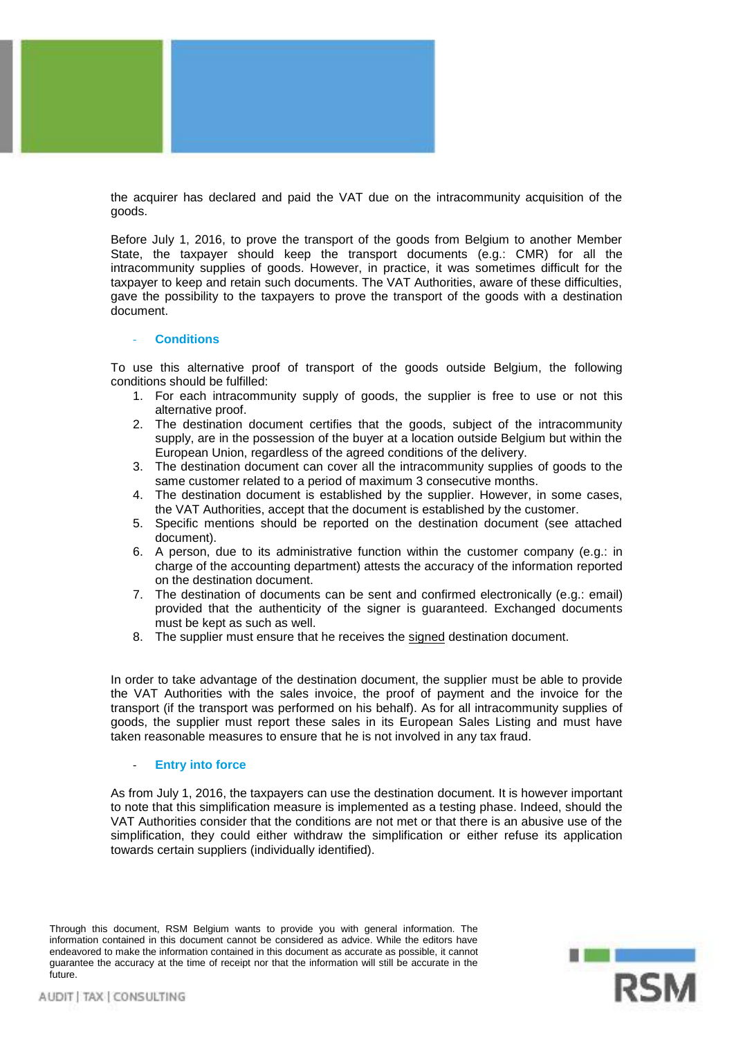the acquirer has declared and paid the VAT due on the intracommunity acquisition of the goods.

Before July 1, 2016, to prove the transport of the goods from Belgium to another Member State, the taxpayer should keep the transport documents (e.g.: CMR) for all the intracommunity supplies of goods. However, in practice, it was sometimes difficult for the taxpayer to keep and retain such documents. The VAT Authorities, aware of these difficulties, gave the possibility to the taxpayers to prove the transport of the goods with a destination document.

- **Conditions**

To use this alternative proof of transport of the goods outside Belgium, the following conditions should be fulfilled:

1. For each intracommunity supply of goods, the supplier is free to use or not this alternative proof.
2. The destination document certifies that the goods, subject of the intracommunity supply, are in the possession of the buyer at a location outside Belgium but within the European Union, regardless of the agreed conditions of the delivery.
3. The destination document can cover all the intracommunity supplies of goods to the same customer related to a period of maximum 3 consecutive months.
4. The destination document is established by the supplier. However, in some cases, the VAT Authorities, accept that the document is established by the customer.
5. Specific mentions should be reported on the destination document (see attached document).
6. A person, due to its administrative function within the customer company (e.g.: in charge of the accounting department) attests the accuracy of the information reported on the destination document.
7. The destination of documents can be sent and confirmed electronically (e.g.: email) provided that the authenticity of the signer is guaranteed. Exchanged documents must be kept as such as well.
8. The supplier must ensure that he receives the signed destination document.

In order to take advantage of the destination document, the supplier must be able to provide the VAT Authorities with the sales invoice, the proof of payment and the invoice for the transport (if the transport was performed on his behalf). As for all intracommunity supplies of goods, the supplier must report these sales in its European Sales Listing and must have taken reasonable measures to ensure that he is not involved in any tax fraud.

- **Entry into force**

As from July 1, 2016, the taxpayers can use the destination document. It is however important to note that this simplification measure is implemented as a testing phase. Indeed, should the VAT Authorities consider that the conditions are not met or that there is an abusive use of the simplification, they could either withdraw the simplification or either refuse its application towards certain suppliers (individually identified).

Through this document, RSM Belgium wants to provide you with general information. The information contained in this document cannot be considered as advice. While the editors have endeavored to make the information contained in this document as accurate as possible, it cannot guarantee the accuracy at the time of receipt nor that the information will still be accurate in the future.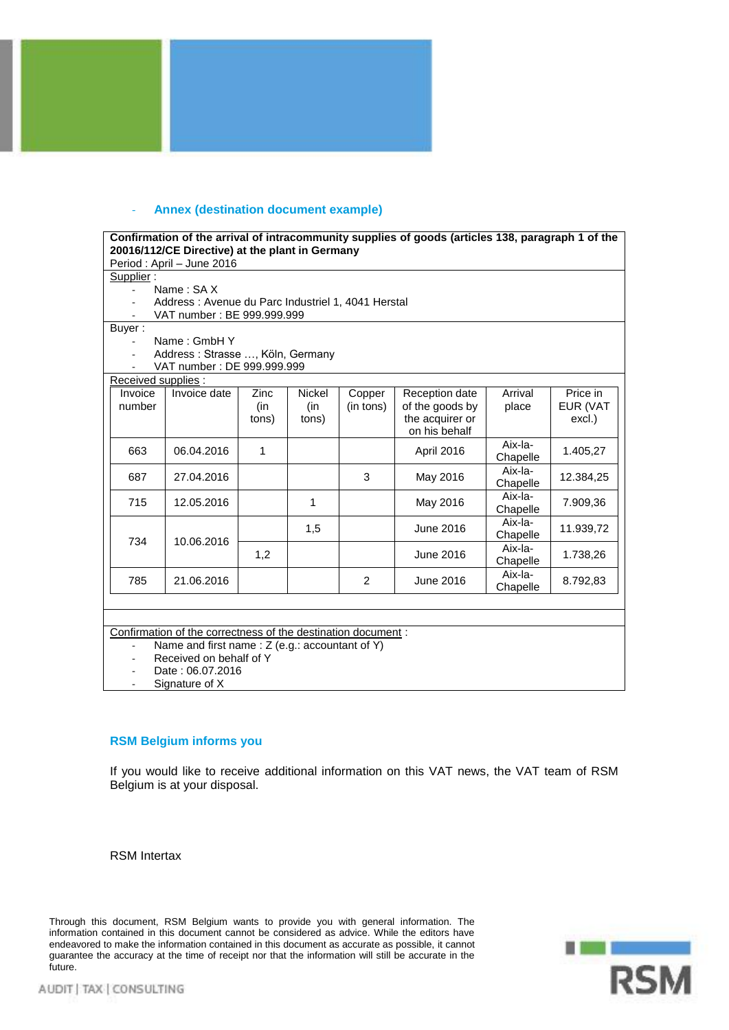- **Annex (destination document example)**

**Confirmation of the arrival of intracommunity supplies of goods (articles 138, paragraph 1 of the 20016/112/CE Directive) at the plant in Germany**
Period : April – June 2016

Supplier :

- Name : SA X
- Address : Avenue du Parc Industriel 1, 4041 Herstal
- VAT number : BE 999.999.999

Buyer :

- Name : GmbH Y
- Address : Strasse …, Köln, Germany
- VAT number : DE 999.999.999

Received supplies :

| Invoice number | Invoice date | Zinc (in tons) | Nickel (in tons) | Copper (in tons) | Reception date of the goods by the acquirer or on his behalf | Arrival place | Price in EUR (VAT excl.) |
|---|---|---|---|---|---|---|---|
| 663 | 06.04.2016 | 1 | | | April 2016 | Aix-la-Chapelle | 1.405,27 |
| 687 | 27.04.2016 | | | 3 | May 2016 | Aix-la-Chapelle | 12.384,25 |
| 715 | 12.05.2016 | | 1 | | May 2016 | Aix-la-Chapelle | 7.909,36 |
| 734 | 10.06.2016 | | 1,5 | | June 2016 | Aix-la-Chapelle | 11.939,72 |
| | | 1,2 | | | June 2016 | Aix-la-Chapelle | 1.738,26 |
| 785 | 21.06.2016 | | | 2 | June 2016 | Aix-la-Chapelle | 8.792,83 |

Confirmation of the correctness of the destination document :

- Name and first name : Z (e.g.: accountant of Y)
- Received on behalf of Y
- Date : 06.07.2016
- Signature of X

**RSM Belgium informs you**

If you would like to receive additional information on this VAT news, the VAT team of RSM Belgium is at your disposal.

RSM Intertax

Through this document, RSM Belgium wants to provide you with general information. The information contained in this document cannot be considered as advice. While the editors have endeavored to make the information contained in this document as accurate as possible, it cannot guarantee the accuracy at the time of receipt nor that the information will still be accurate in the future.

AUDIT | TAX | CONSULTING

RSM